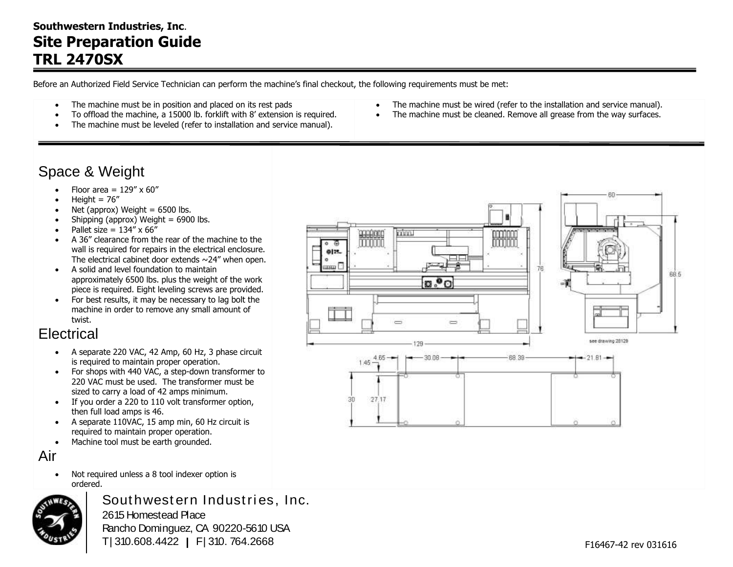**Southwestern Industries, Inc.**

# Site Preparation Guide
# TRL 2470SX

Before an Authorized Field Service Technician can perform the machine's final checkout, the following requirements must be met:

- The machine must be in position and placed on its rest pads
- To offload the machine, a 15000 lb. forklift with 8' extension is required.
- The machine must be leveled (refer to installation and service manual).
- The machine must be wired (refer to the installation and service manual).
- The machine must be cleaned. Remove all grease from the way surfaces.

## Space & Weight

- Floor area = 129" x 60"
- Height = 76"
- Net (approx) Weight = 6500 lbs.
- Shipping (approx) Weight = 6900 lbs.
- Pallet size = 134" x 66"
- A 36" clearance from the rear of the machine to the wall is required for repairs in the electrical enclosure. The electrical cabinet door extends ~24" when open.
- A solid and level foundation to maintain approximately 6500 lbs. plus the weight of the work piece is required. Eight leveling screws are provided.
- For best results, it may be necessary to lag bolt the machine in order to remove any small amount of twist.

## Electrical

- A separate 220 VAC, 42 Amp, 60 Hz, 3 phase circuit is required to maintain proper operation.
- For shops with 440 VAC, a step-down transformer to 220 VAC must be used. The transformer must be sized to carry a load of 42 amps minimum.
- If you order a 220 to 110 volt transformer option, then full load amps is 46.
- A separate 110VAC, 15 amp min, 60 Hz circuit is required to maintain proper operation.
- Machine tool must be earth grounded.

## Air

- Not required unless a 8 tool indexer option is ordered.

Southwestern Industries, Inc.
2615 Homestead Place
Rancho Dominguez, CA 90220-5610 USA
T | 310.608.4422 | F | 310. 764.2668

F16467-42 rev 031616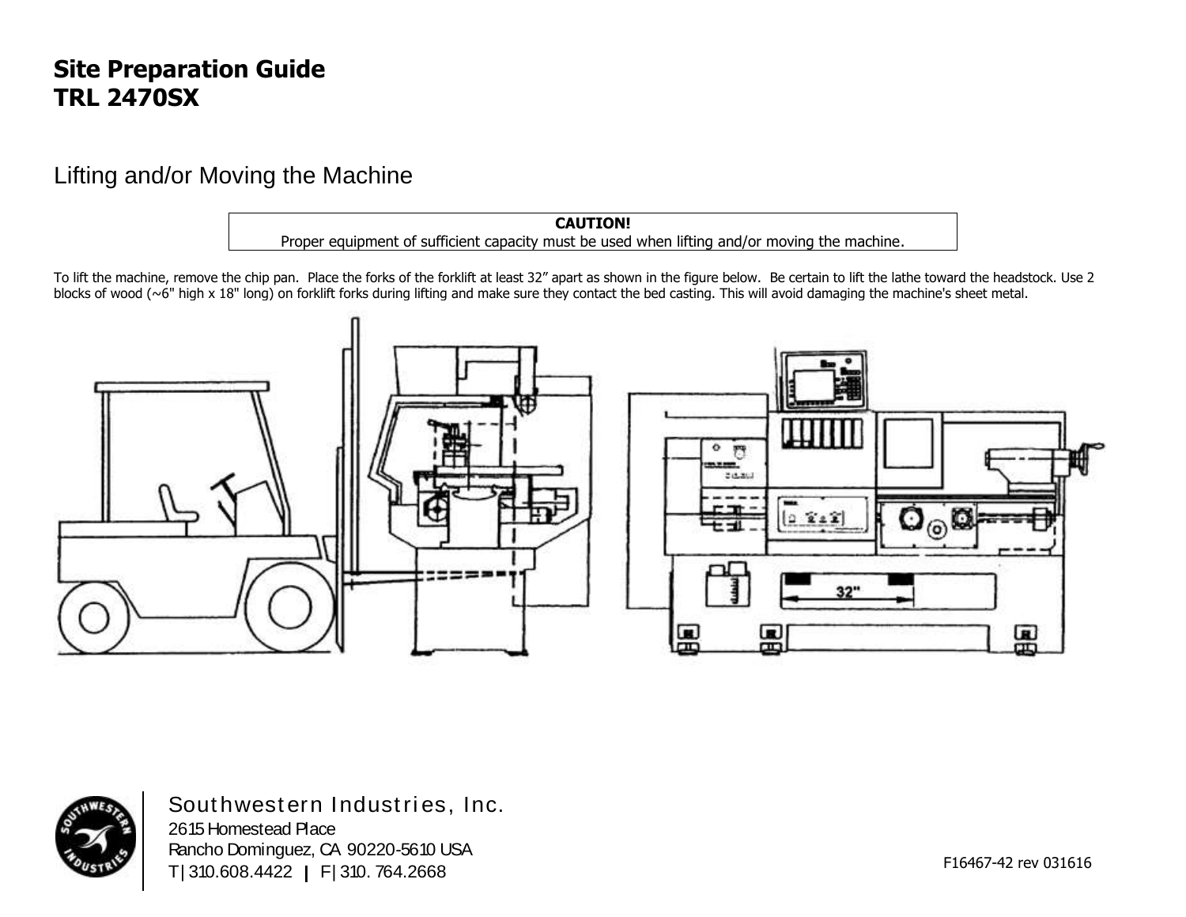# Site Preparation Guide
# TRL 2470SX

## Lifting and/or Moving the Machine

**CAUTION!**
Proper equipment of sufficient capacity must be used when lifting and/or moving the machine.

To lift the machine, remove the chip pan. Place the forks of the forklift at least 32” apart as shown in the figure below. Be certain to lift the lathe toward the headstock. Use 2 blocks of wood (~6" high x 18" long) on forklift forks during lifting and make sure they contact the bed casting. This will avoid damaging the machine's sheet metal.

32"

Southwestern Industries, Inc.
2615 Homestead Place
Rancho Dominguez, CA 90220-5610 USA
T|310.608.4422 | F|310. 764.2668

F16467-42 rev 031616